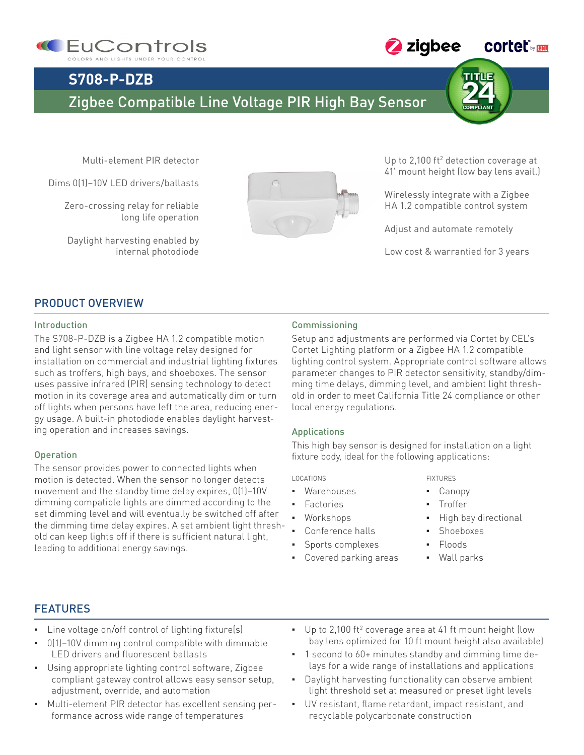EuControls
COLORS AND LIGHTS UNDER YOUR CONTROL

zigbee cortet by CEL

# S708-P-DZB

## Zigbee Compatible Line Voltage PIR High Bay Sensor

TITLE 24 COMPLIANT

Multi-element PIR detector

Dims 0(1)–10V LED drivers/ballasts

Zero-crossing relay for reliable long life operation

Daylight harvesting enabled by internal photodiode

Up to 2,100 ft$^2$ detection coverage at 41' mount height (low bay lens avail.)

Wirelessly integrate with a Zigbee HA 1.2 compatible control system

Adjust and automate remotely

Low cost & warrantied for 3 years

## PRODUCT OVERVIEW

### Introduction

The S708-P-DZB is a Zigbee HA 1.2 compatible motion and light sensor with line voltage relay designed for installation on commercial and industrial lighting fixtures such as troffers, high bays, and shoeboxes. The sensor uses passive infrared (PIR) sensing technology to detect motion in its coverage area and automatically dim or turn off lights when persons have left the area, reducing energy usage. A built-in photodiode enables daylight harvesting operation and increases savings.

### Operation

The sensor provides power to connected lights when motion is detected. When the sensor no longer detects movement and the standby time delay expires, 0(1)–10V dimming compatible lights are dimmed according to the set dimming level and will eventually be switched off after the dimming time delay expires. A set ambient light threshold can keep lights off if there is sufficient natural light, leading to additional energy savings.

### Commissioning

Setup and adjustments are performed via Cortet by CEL's Cortet Lighting platform or a Zigbee HA 1.2 compatible lighting control system. Appropriate control software allows parameter changes to PIR detector sensitivity, standby/dimming time delays, dimming level, and ambient light threshold in order to meet California Title 24 compliance or other local energy regulations.

### Applications

This high bay sensor is designed for installation on a light fixture body, ideal for the following applications:

LOCATIONS

- Warehouses
- Factories
- Workshops
- Conference halls
- Sports complexes
- Covered parking areas

FIXTURES

- Canopy
- Troffer
- High bay directional
- Shoeboxes
- Floods
- Wall parks

## FEATURES

- Line voltage on/off control of lighting fixture(s)
- 0(1)–10V dimming control compatible with dimmable LED drivers and fluorescent ballasts
- Using appropriate lighting control software, Zigbee compliant gateway control allows easy sensor setup, adjustment, override, and automation
- Multi-element PIR detector has excellent sensing performance across wide range of temperatures
- Up to 2,100 ft$^2$ coverage area at 41 ft mount height (low bay lens optimized for 10 ft mount height also available)
- 1 second to 60+ minutes standby and dimming time delays for a wide range of installations and applications
- Daylight harvesting functionality can observe ambient light threshold set at measured or preset light levels
- UV resistant, flame retardant, impact resistant, and recyclable polycarbonate construction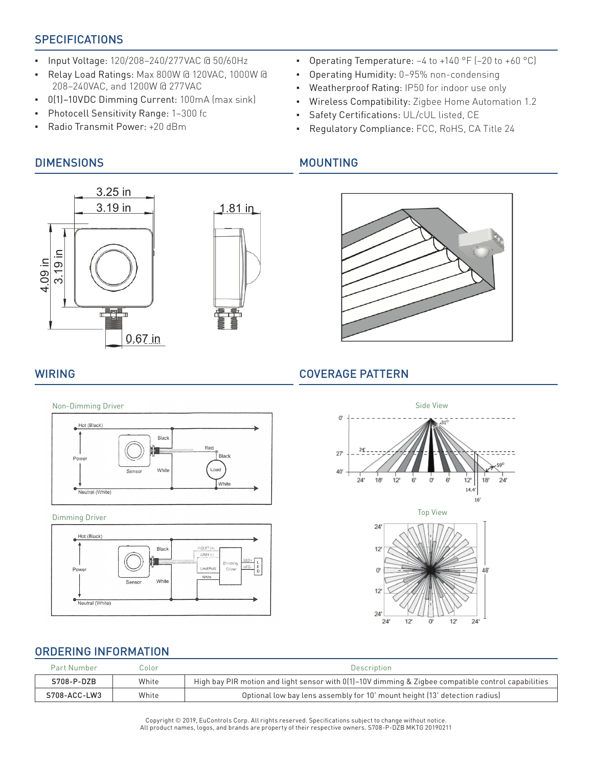## SPECIFICATIONS

- Input Voltage: 120/208–240/277VAC @ 50/60Hz
- Relay Load Ratings: Max 800W @ 120VAC, 1000W @ 208–240VAC, and 1200W @ 277VAC
- 0(1)–10VDC Dimming Current: 100mA (max sink)
- Photocell Sensitivity Range: 1–300 fc
- Radio Transmit Power: +20 dBm
- Operating Temperature: –4 to +140 °F (–20 to +60 °C)
- Operating Humidity: 0–95% non-condensing
- Weatherproof Rating: IP50 for indoor use only
- Wireless Compatibility: Zigbee Home Automation 1.2
- Safety Certifications: UL/cUL listed, CE
- Regulatory Compliance: FCC, RoHS, CA Title 24

## DIMENSIONS

3.25 in
3.19 in
1.81 in
4.09 in
3.19 in
0.67 in

## MOUNTING

## WIRING

Non-Dimming Driver

Hot (Black)
Black
Red
Black
Power
Sensor
White
Load
White
Neutral (White)

Dimming Driver

Hot (Black)
Black
VIOLET (+)
GRAY (-)
Dimming Driver
LED+
LED-
LED
Power
Sensor
White
Load(Red)
White
Neutral (White)

## COVERAGE PATTERN

Side View

0'
31°
27'
24'
40'
59°
24' 18' 12' 6' 0' 6' 12' 18' 24'
14.4'
16'

Top View

24'
12'
0'
12'
24'
48'
24' 12' 0' 12' 24'

## ORDERING INFORMATION

| Part Number | Color | Description |
|---|---|---|
| S708-P-DZB | White | High bay PIR motion and light sensor with 0(1)–10V dimming & Zigbee compatible control capabilities |
| S708-ACC-LW3 | White | Optional low bay lens assembly for 10' mount height (13' detection radius) |

Copyright © 2019, EuControls Corp. All rights reserved. Specifications subject to change without notice.
All product names, logos, and brands are property of their respective owners. S708-P-DZB MKTG 20190211